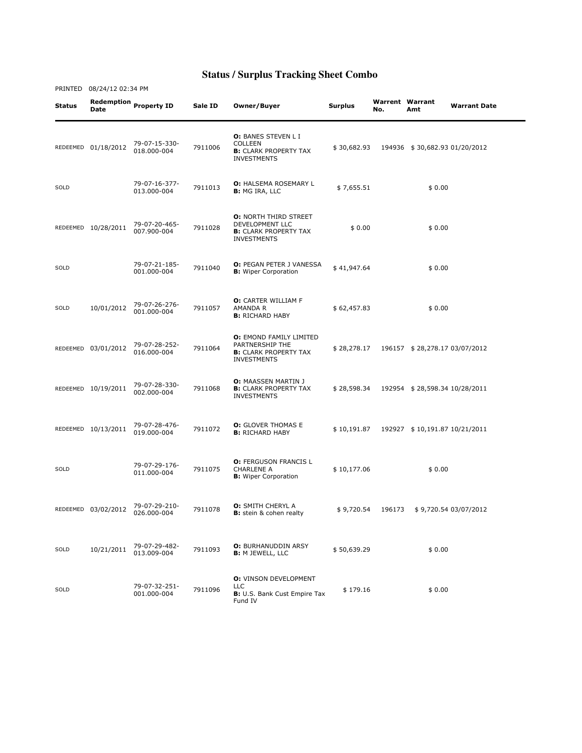# Status / Surplus Tracking Sheet Combo

PRINTED 08/24/12 02:34 PM

| Status | Redemption Date | Property ID | Sale ID | Owner/Buyer | Surplus | Warrent No. | Warrant Amt | Warrant Date |
|---|---|---|---|---|---|---|---|---|
| REDEEMED | 01/18/2012 | 79-07-15-330-018.000-004 | 7911006 | **O:** BANES STEVEN L I COLLEEN **B:** CLARK PROPERTY TAX INVESTMENTS | $ 30,682.93 | 194936 | $ 30,682.93 | 01/20/2012 |
| SOLD | | 79-07-16-377-013.000-004 | 7911013 | **O:** HALSEMA ROSEMARY L **B:** MG IRA, LLC | $ 7,655.51 | | $ 0.00 | |
| REDEEMED | 10/28/2011 | 79-07-20-465-007.900-004 | 7911028 | **O:** NORTH THIRD STREET DEVELOPMENT LLC **B:** CLARK PROPERTY TAX INVESTMENTS | $ 0.00 | | $ 0.00 | |
| SOLD | | 79-07-21-185-001.000-004 | 7911040 | **O:** PEGAN PETER J VANESSA **B:** Wiper Corporation | $ 41,947.64 | | $ 0.00 | |
| SOLD | 10/01/2012 | 79-07-26-276-001.000-004 | 7911057 | **O:** CARTER WILLIAM F AMANDA R **B:** RICHARD HABY | $ 62,457.83 | | $ 0.00 | |
| REDEEMED | 03/01/2012 | 79-07-28-252-016.000-004 | 7911064 | **O:** EMOND FAMILY LIMITED PARTNERSHIP THE **B:** CLARK PROPERTY TAX INVESTMENTS | $ 28,278.17 | 196157 | $ 28,278.17 | 03/07/2012 |
| REDEEMED | 10/19/2011 | 79-07-28-330-002.000-004 | 7911068 | **O:** MAASSEN MARTIN J **B:** CLARK PROPERTY TAX INVESTMENTS | $ 28,598.34 | 192954 | $ 28,598.34 | 10/28/2011 |
| REDEEMED | 10/13/2011 | 79-07-28-476-019.000-004 | 7911072 | **O:** GLOVER THOMAS E **B:** RICHARD HABY | $ 10,191.87 | 192927 | $ 10,191.87 | 10/21/2011 |
| SOLD | | 79-07-29-176-011.000-004 | 7911075 | **O:** FERGUSON FRANCIS L CHARLENE A **B:** Wiper Corporation | $ 10,177.06 | | $ 0.00 | |
| REDEEMED | 03/02/2012 | 79-07-29-210-026.000-004 | 7911078 | **O:** SMITH CHERYL A **B:** stein & cohen realty | $ 9,720.54 | 196173 | $ 9,720.54 | 03/07/2012 |
| SOLD | 10/21/2011 | 79-07-29-482-013.009-004 | 7911093 | **O:** BURHANUDDIN ARSY **B:** M JEWELL, LLC | $ 50,639.29 | | $ 0.00 | |
| SOLD | | 79-07-32-251-001.000-004 | 7911096 | **O:** VINSON DEVELOPMENT LLC **B:** U.S. Bank Cust Empire Tax Fund IV | $ 179.16 | | $ 0.00 | |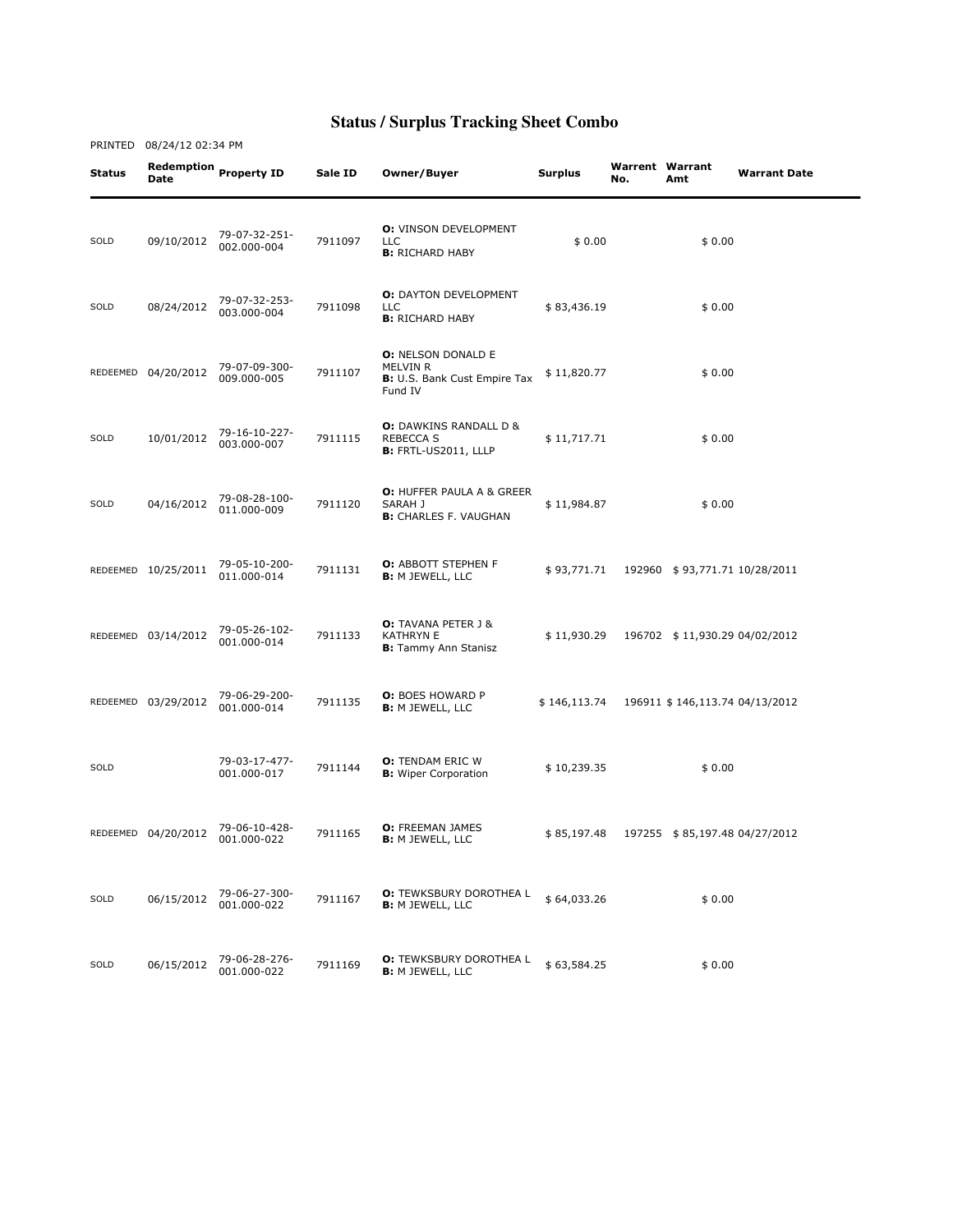# Status / Surplus Tracking Sheet Combo

PRINTED 08/24/12 02:34 PM

| Status | Redemption Date | Property ID | Sale ID | Owner/Buyer | Surplus | Warrent No. | Warrant Amt | Warrant Date |
|---|---|---|---|---|---|---|---|---|
| SOLD | 09/10/2012 | 79-07-32-251-002.000-004 | 7911097 | **O:** VINSON DEVELOPMENT LLC **B:** RICHARD HABY | $ 0.00 | | $ 0.00 | |
| SOLD | 08/24/2012 | 79-07-32-253-003.000-004 | 7911098 | **O:** DAYTON DEVELOPMENT LLC **B:** RICHARD HABY | $ 83,436.19 | | $ 0.00 | |
| REDEEMED | 04/20/2012 | 79-07-09-300-009.000-005 | 7911107 | **O:** NELSON DONALD E MELVIN R **B:** U.S. Bank Cust Empire Tax Fund IV | $ 11,820.77 | | $ 0.00 | |
| SOLD | 10/01/2012 | 79-16-10-227-003.000-007 | 7911115 | **O:** DAWKINS RANDALL D & REBECCA S **B:** FRTL-US2011, LLLP | $ 11,717.71 | | $ 0.00 | |
| SOLD | 04/16/2012 | 79-08-28-100-011.000-009 | 7911120 | **O:** HUFFER PAULA A & GREER SARAH J **B:** CHARLES F. VAUGHAN | $ 11,984.87 | | $ 0.00 | |
| REDEEMED | 10/25/2011 | 79-05-10-200-011.000-014 | 7911131 | **O:** ABBOTT STEPHEN F **B:** M JEWELL, LLC | $ 93,771.71 | 192960 | $ 93,771.71 | 10/28/2011 |
| REDEEMED | 03/14/2012 | 79-05-26-102-001.000-014 | 7911133 | **O:** TAVANA PETER J & KATHRYN E **B:** Tammy Ann Stanisz | $ 11,930.29 | 196702 | $ 11,930.29 | 04/02/2012 |
| REDEEMED | 03/29/2012 | 79-06-29-200-001.000-014 | 7911135 | **O:** BOES HOWARD P **B:** M JEWELL, LLC | $ 146,113.74 | 196911 | $ 146,113.74 | 04/13/2012 |
| SOLD | | 79-03-17-477-001.000-017 | 7911144 | **O:** TENDAM ERIC W **B:** Wiper Corporation | $ 10,239.35 | | $ 0.00 | |
| REDEEMED | 04/20/2012 | 79-06-10-428-001.000-022 | 7911165 | **O:** FREEMAN JAMES **B:** M JEWELL, LLC | $ 85,197.48 | 197255 | $ 85,197.48 | 04/27/2012 |
| SOLD | 06/15/2012 | 79-06-27-300-001.000-022 | 7911167 | **O:** TEWKSBURY DOROTHEA L **B:** M JEWELL, LLC | $ 64,033.26 | | $ 0.00 | |
| SOLD | 06/15/2012 | 79-06-28-276-001.000-022 | 7911169 | **O:** TEWKSBURY DOROTHEA L **B:** M JEWELL, LLC | $ 63,584.25 | | $ 0.00 | |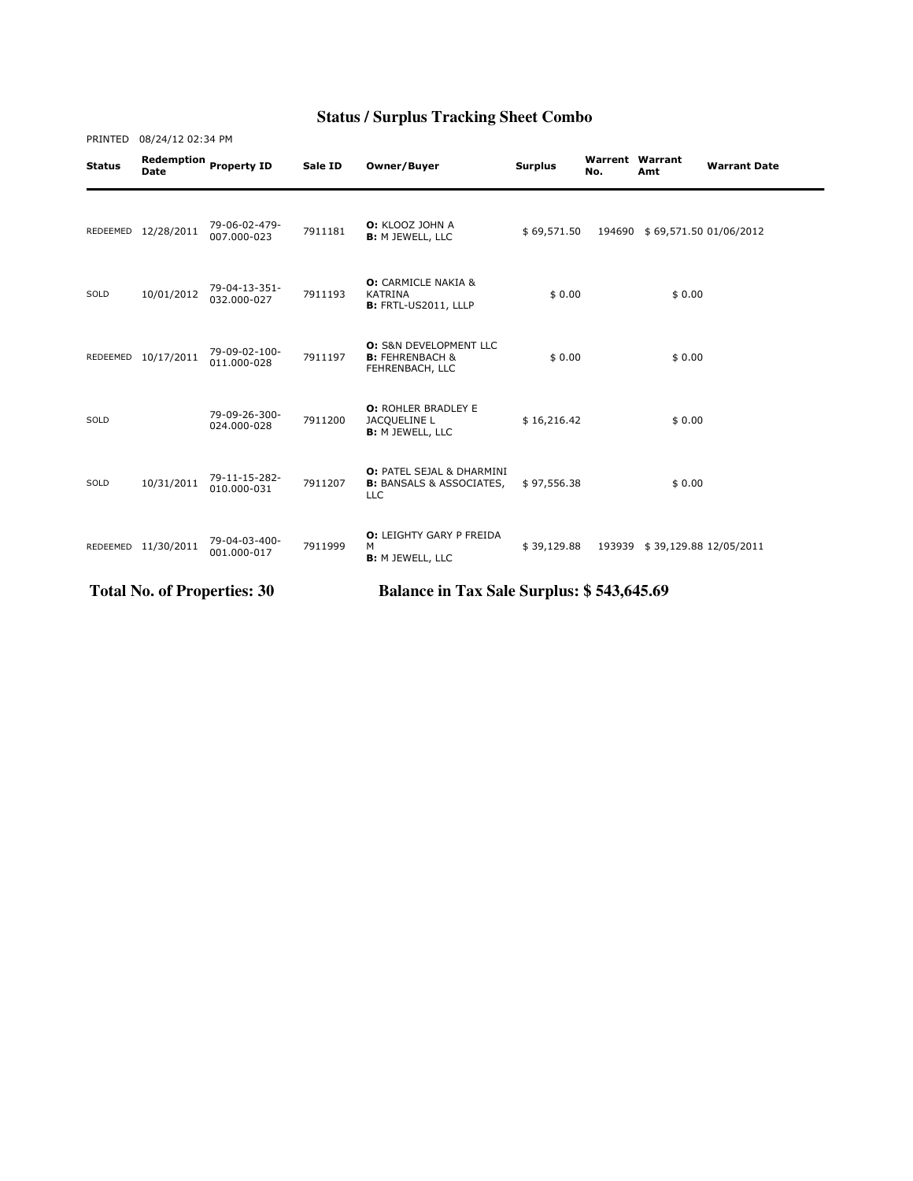# Status / Surplus Tracking Sheet Combo

PRINTED 08/24/12 02:34 PM

| Status | Redemption Date | Property ID | Sale ID | Owner/Buyer | Surplus | Warrent No. | Warrant Amt | Warrant Date |
|---|---|---|---|---|---|---|---|---|
| REDEEMED | 12/28/2011 | 79-06-02-479-007.000-023 | 7911181 | **O:** KLOOZ JOHN A **B:** M JEWELL, LLC | $ 69,571.50 | 194690 | $ 69,571.50 | 01/06/2012 |
| SOLD | 10/01/2012 | 79-04-13-351-032.000-027 | 7911193 | **O:** CARMICLE NAKIA & KATRINA **B:** FRTL-US2011, LLLP | $ 0.00 | | $ 0.00 | |
| REDEEMED | 10/17/2011 | 79-09-02-100-011.000-028 | 7911197 | **O:** S&N DEVELOPMENT LLC **B:** FEHRENBACH & FEHRENBACH, LLC | $ 0.00 | | $ 0.00 | |
| SOLD | | 79-09-26-300-024.000-028 | 7911200 | **O:** ROHLER BRADLEY E JACQUELINE L **B:** M JEWELL, LLC | $ 16,216.42 | | $ 0.00 | |
| SOLD | 10/31/2011 | 79-11-15-282-010.000-031 | 7911207 | **O:** PATEL SEJAL & DHARMINI **B:** BANSALS & ASSOCIATES, LLC | $ 97,556.38 | | $ 0.00 | |
| REDEEMED | 11/30/2011 | 79-04-03-400-001.000-017 | 7911999 | **O:** LEIGHTY GARY P FREIDA M **B:** M JEWELL, LLC | $ 39,129.88 | 193939 | $ 39,129.88 | 12/05/2011 |

**Total No. of Properties: 30**

**Balance in Tax Sale Surplus: $ 543,645.69**